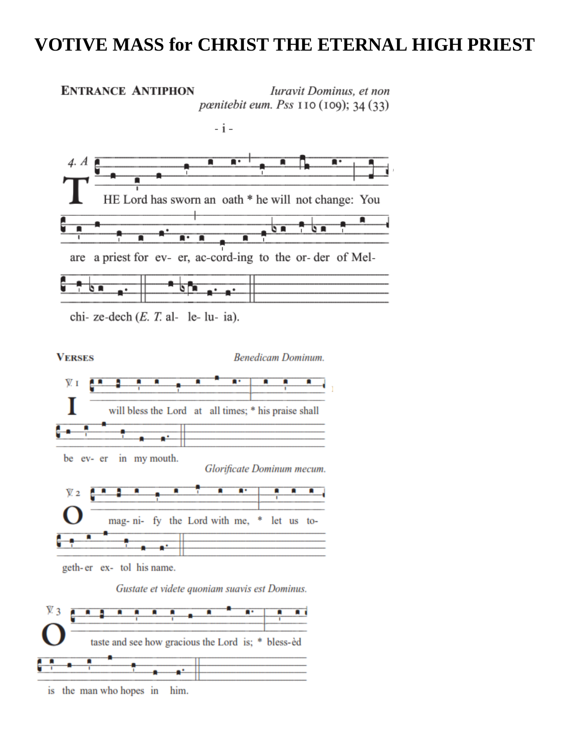# VOTIVE MASS for CHRIST THE ETERNAL HIGH PRIEST

**ENTRANCE ANTIPHON** *Iuravit Dominus, et non pœnitebit eum. Pss* 110 (109); 34 (33)

- i -

4. A

THE Lord has sworn an oath * he will not change: You are a priest for ev- er, ac-cord-ing to the or- der of Mel- chi- ze-dech (*E. T.* al- le- lu- ia).

**VERSES** *Benedicam Dominum.*

℣. 1 I will bless the Lord at all times; * his praise shall be ev- er in my mouth.

*Glorificate Dominum mecum.*

℣. 2 O mag- ni- fy the Lord with me, * let us to- geth-er ex- tol his name.

*Gustate et videte quoniam suavis est Dominus.*

℣. 3 O taste and see how gracious the Lord is; * bless-èd is the man who hopes in him.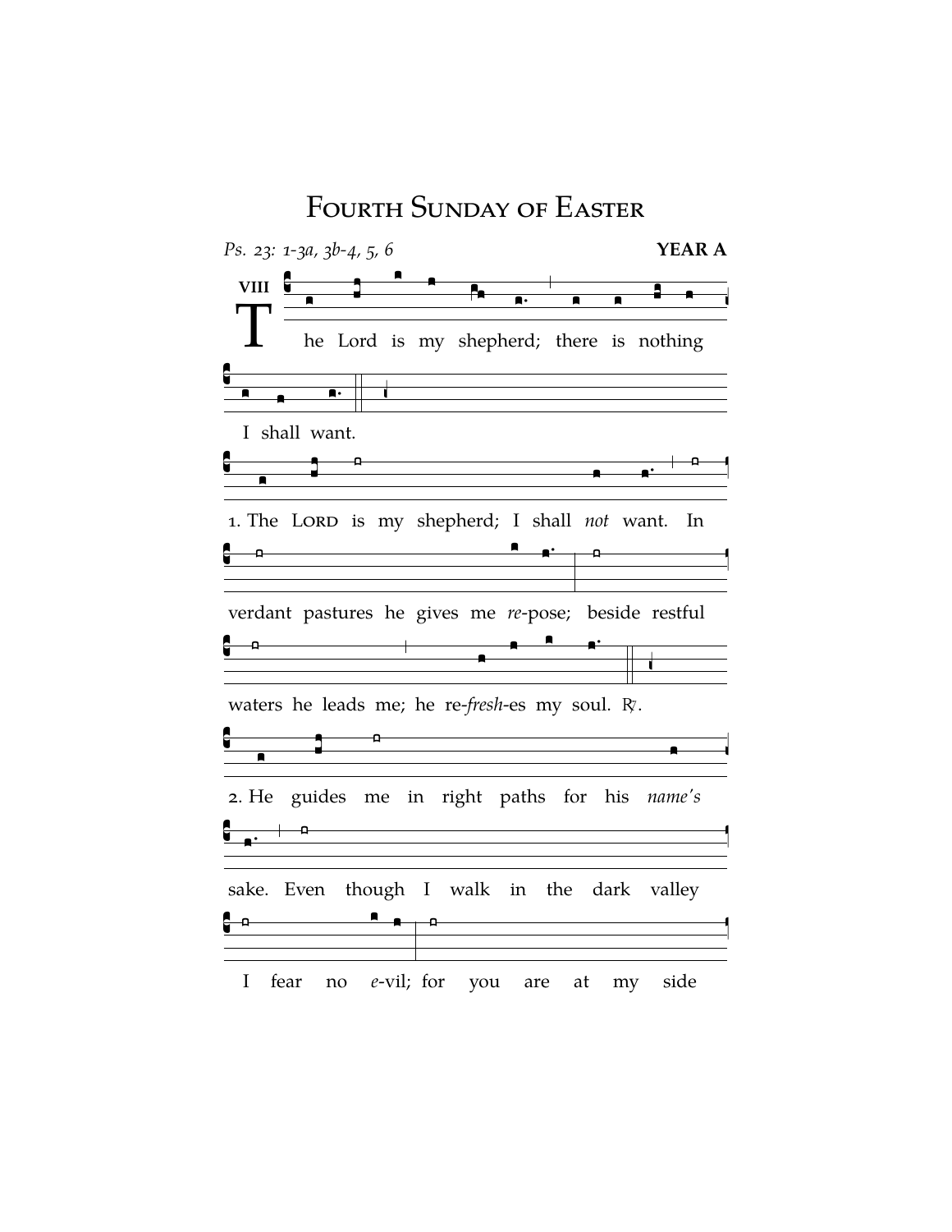# Fourth Sunday of Easter

*Ps. 23: 1-3a, 3b-4, 5, 6* **YEAR A**

VIII

The Lord is my shepherd; there is nothing I shall want.

1. The LORD is my shepherd; I shall *not* want. In verdant pastures he gives me *re*-pose; beside restful waters he leads me; he re-*fresh*-es my soul. ℟.

2. He guides me in right paths for his *name's* sake. Even though I walk in the dark valley I fear no *e*-vil; for you are at my side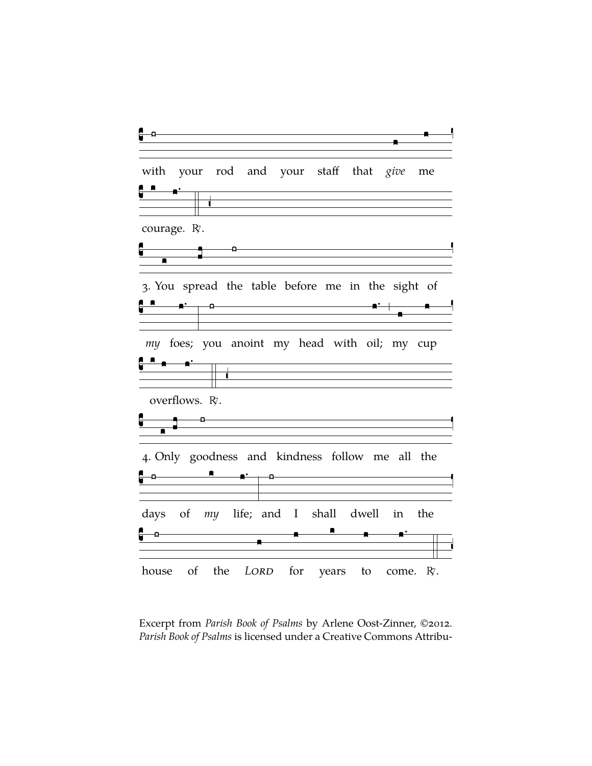with your rod and your staff that *give* me courage. ℟.

3. You spread the table before me in the sight of *my* foes; you anoint my head with oil; my cup overflows. ℟.

4. Only goodness and kindness follow me all the days of *my* life; and I shall dwell in the house of the LORD for years to come. ℟.

Excerpt from *Parish Book of Psalms* by Arlene Oost-Zinner, ©2012. *Parish Book of Psalms* is licensed under a Creative Commons Attribu-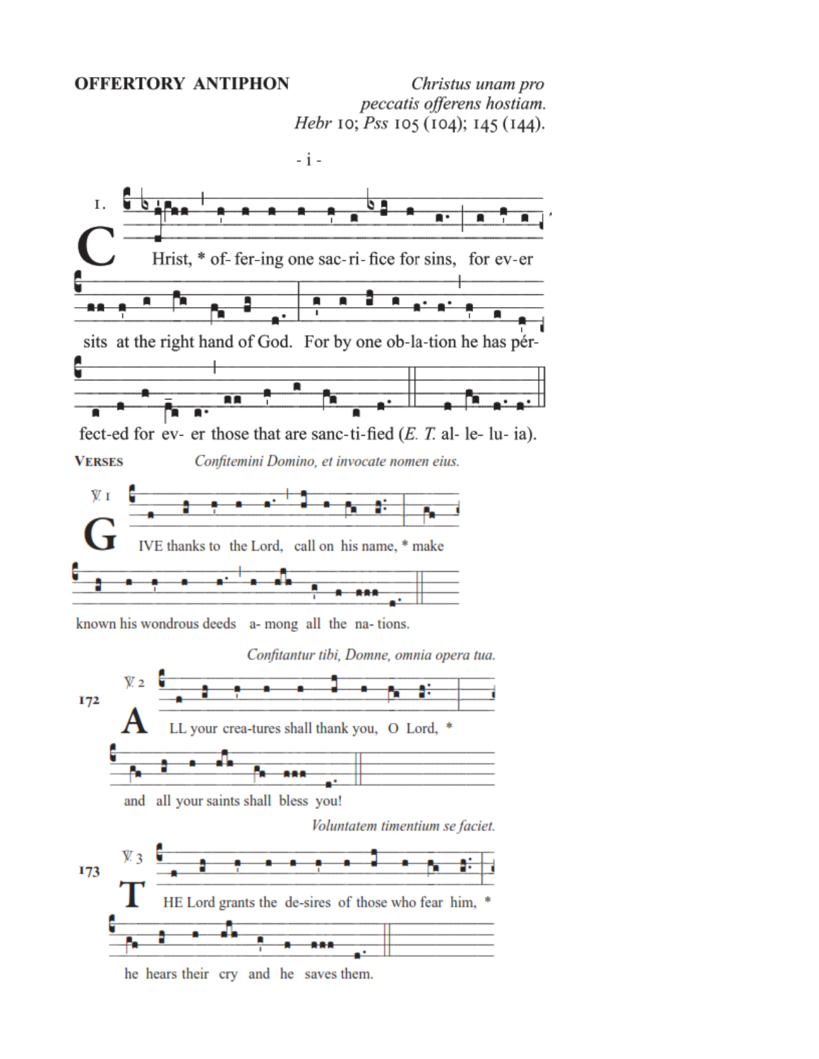**OFFERTORY ANTIPHON**

*Christus unam pro peccatis offerens hostiam.*
*Hebr* 10; *Pss* 105 (104); 145 (144).

- i -

1\. CHrist, * of- fer-ing one sac- ri- fice for sins, for ev-er sits at the right hand of God. For by one ob-la-tion he has pér- fect-ed for ev- er those that are sanc-ti-fied (*E. T.* al- le- lu- ia).

**VERSES** *Confitemini Domino, et invocate nomen eius.*

℣. 1 GIVE thanks to the Lord, call on his name, * make known his wondrous deeds a- mong all the na- tions.

*Confitantur tibi, Domne, omnia opera tua.*

172 ℣. 2 ALL your crea-tures shall thank you, O Lord, * and all your saints shall bless you!

*Voluntatem timentium se faciet.*

173 ℣. 3 THE Lord grants the de-sires of those who fear him, * he hears their cry and he saves them.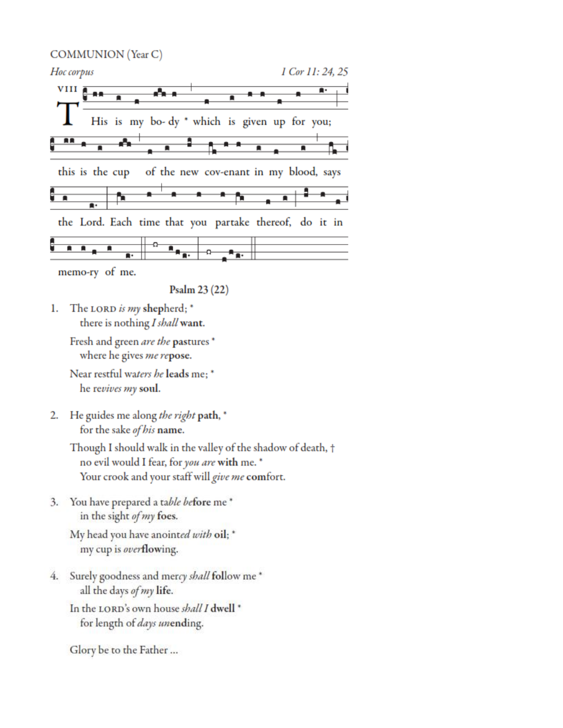COMMUNION (Year C)

*Hoc corpus* — *1 Cor 11: 24, 25*

VIII

THis is my bo- dy * which is given up for you; this is the cup of the new cov-enant in my blood, says the Lord. Each time that you partake thereof, do it in memo-ry of me.

**Psalm 23 (22)**

1. The LORD *is my* **shep**herd; *
   there is nothing *I shall* **want**.

   Fresh and green *are the* **pas**tures *
   where he gives *me re***pose**.

   Near restful wa*ters he* **leads** me; *
   he re*vives my* **soul**.

2. He guides me along *the right* **path**, *
   for the sake *of his* **name**.

   Though I should walk in the valley of the shadow of death, †
   no evil would I fear, for *you are* **with** me. *
   Your crook and your staff will *give me* **com**fort.

3. You have prepared a ta*ble be***fore** me *
   in the sight *of my* **foes**.

   My head you have anoint*ed with* **oil**; *
   my cup is *over***flow**ing.

4. Surely goodness and mer*cy shall* **fol**low me *
   all the days *of my* **life**.

   In the LORD's own house *shall I* **dwell** *
   for length of *days un***end**ing.

   Glory be to the Father ...